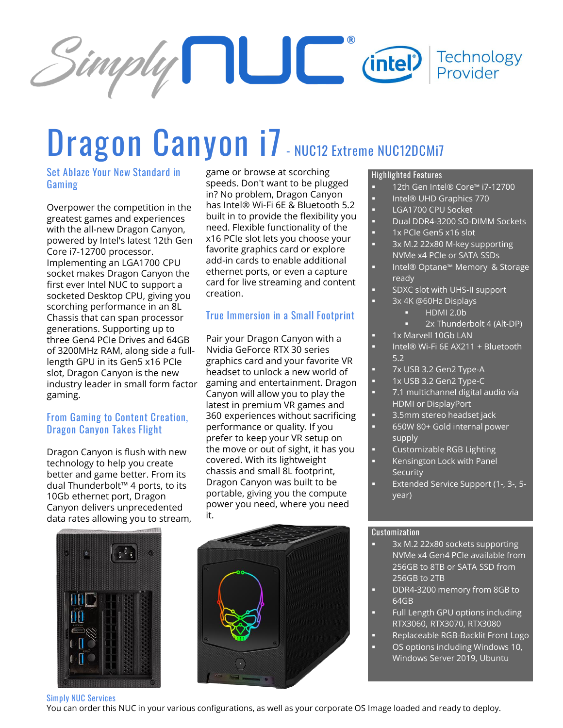# Dragon Canyon i7 - NUC12 Extreme NUC12DCMi7

## Set Ablaze Your New Standard in Gaming

Overpower the competition in the greatest games and experiences with the all-new Dragon Canyon, powered by Intel's latest 12th Gen Core i7-12700 processor. Implementing an LGA1700 CPU socket makes Dragon Canyon the first ever Intel NUC to support a socketed Desktop CPU, giving you scorching performance in an 8L Chassis that can span processor generations. Supporting up to three Gen4 PCIe Drives and 64GB of 3200MHz RAM, along side a full-length GPU in its Gen5 x16 PCIe slot, Dragon Canyon is the new industry leader in small form factor gaming.

## From Gaming to Content Creation, Dragon Canyon Takes Flight

Dragon Canyon is flush with new technology to help you create better and game better. From its dual Thunderbolt™ 4 ports, to its 10Gb ethernet port, Dragon Canyon delivers unprecedented data rates allowing you to stream, game or browse at scorching speeds. Don't want to be plugged in? No problem, Dragon Canyon has Intel® Wi-Fi 6E & Bluetooth 5.2 built in to provide the flexibility you need. Flexible functionality of the x16 PCIe slot lets you choose your favorite graphics card or explore add-in cards to enable additional ethernet ports, or even a capture card for live streaming and content creation.

## True Immersion in a Small Footprint

Pair your Dragon Canyon with a Nvidia GeForce RTX 30 series graphics card and your favorite VR headset to unlock a new world of gaming and entertainment. Dragon Canyon will allow you to play the latest in premium VR games and 360 experiences without sacrificing performance or quality. If you prefer to keep your VR setup on the move or out of sight, it has you covered. With its lightweight chassis and small 8L footprint, Dragon Canyon was built to be portable, giving you the compute power you need, where you need it.

## Highlighted Features

- 12th Gen Intel® Core™ i7-12700
- Intel® UHD Graphics 770
- LGA1700 CPU Socket
- Dual DDR4-3200 SO-DIMM Sockets
- 1x PCIe Gen5 x16 slot
- 3x M.2 22x80 M-key supporting NVMe x4 PCIe or SATA SSDs
- Intel® Optane™ Memory & Storage ready
- SDXC slot with UHS-II support
- 3x 4K @60Hz Displays
  - HDMI 2.0b
  - 2x Thunderbolt 4 (Alt-DP)
- 1x Marvell 10Gb LAN
- Intel® Wi-Fi 6E AX211 + Bluetooth 5.2
- 7x USB 3.2 Gen2 Type-A
- 1x USB 3.2 Gen2 Type-C
- 7.1 multichannel digital audio via HDMI or DisplayPort
- 3.5mm stereo headset jack
- 650W 80+ Gold internal power supply
- Customizable RGB Lighting
- Kensington Lock with Panel Security
- Extended Service Support (1-, 3-, 5-year)

## Customization

- 3x M.2 22x80 sockets supporting NVMe x4 Gen4 PCIe available from 256GB to 8TB or SATA SSD from 256GB to 2TB
- DDR4-3200 memory from 8GB to 64GB
- Full Length GPU options including RTX3060, RTX3070, RTX3080
- Replaceable RGB-Backlit Front Logo
- OS options including Windows 10, Windows Server 2019, Ubuntu

## Simply NUC Services

You can order this NUC in your various configurations, as well as your corporate OS Image loaded and ready to deploy.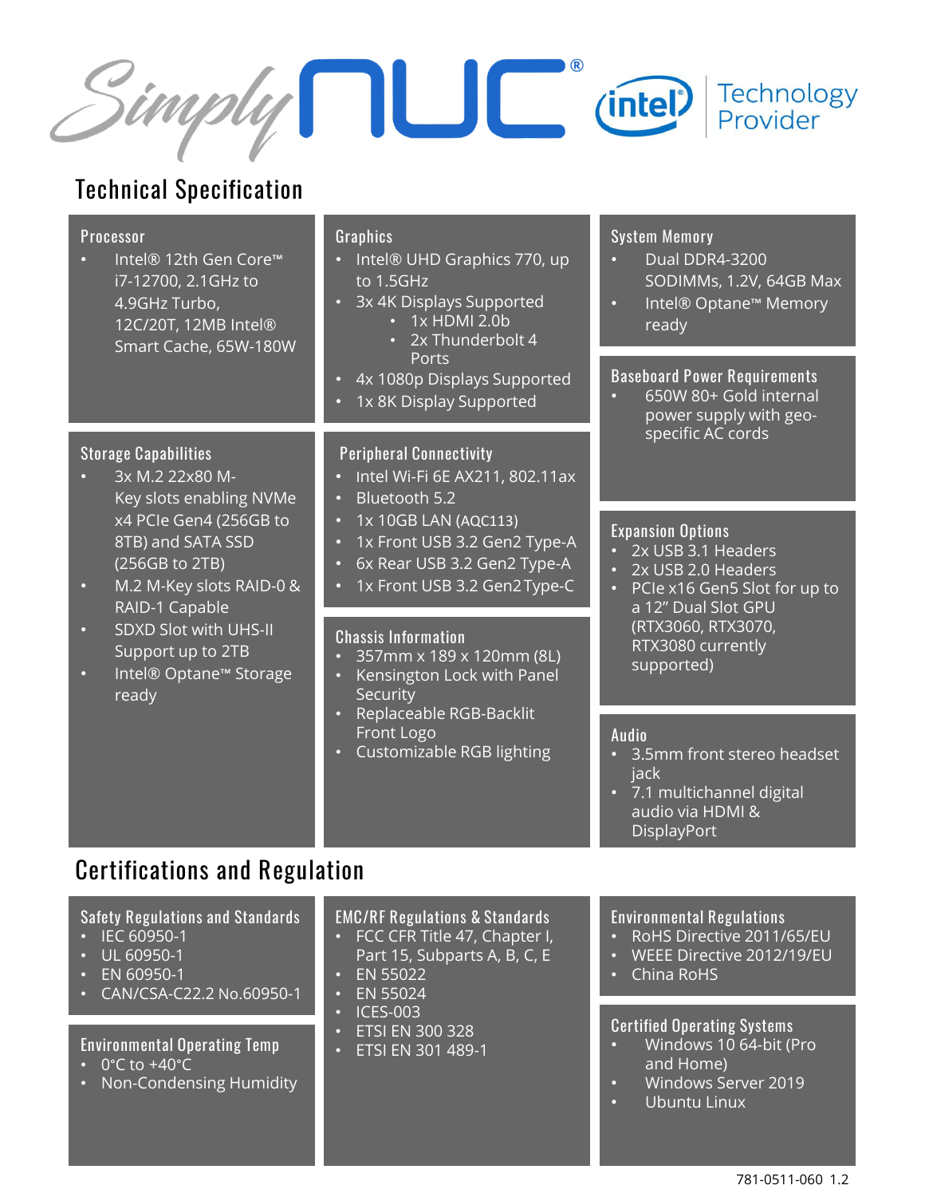SimplyNUC® intel® Technology Provider

# Technical Specification

### Processor

- Intel® 12th Gen Core™ i7-12700, 2.1GHz to 4.9GHz Turbo, 12C/20T, 12MB Intel® Smart Cache, 65W-180W

### Graphics

- Intel® UHD Graphics 770, up to 1.5GHz
- 3x 4K Displays Supported
  - 1x HDMI 2.0b
  - 2x Thunderbolt 4 Ports
- 4x 1080p Displays Supported
- 1x 8K Display Supported

### System Memory

- Dual DDR4-3200 SODIMMs, 1.2V, 64GB Max
- Intel® Optane™ Memory ready

### Baseboard Power Requirements

- 650W 80+ Gold internal power supply with geo-specific AC cords

### Storage Capabilities

- 3x M.2 22x80 M-Key slots enabling NVMe x4 PCIe Gen4 (256GB to 8TB) and SATA SSD (256GB to 2TB)
- M.2 M-Key slots RAID-0 & RAID-1 Capable
- SDXD Slot with UHS-II Support up to 2TB
- Intel® Optane™ Storage ready

### Peripheral Connectivity

- Intel Wi-Fi 6E AX211, 802.11ax
- Bluetooth 5.2
- 1x 10GB LAN (AQC113)
- 1x Front USB 3.2 Gen2 Type-A
- 6x Rear USB 3.2 Gen2 Type-A
- 1x Front USB 3.2 Gen2 Type-C

### Chassis Information

- 357mm x 189 x 120mm (8L)
- Kensington Lock with Panel Security
- Replaceable RGB-Backlit Front Logo
- Customizable RGB lighting

### Expansion Options

- 2x USB 3.1 Headers
- 2x USB 2.0 Headers
- PCIe x16 Gen5 Slot for up to a 12" Dual Slot GPU (RTX3060, RTX3070, RTX3080 currently supported)

### Audio

- 3.5mm front stereo headset jack
- 7.1 multichannel digital audio via HDMI & DisplayPort

# Certifications and Regulation

### Safety Regulations and Standards

- IEC 60950-1
- UL 60950-1
- EN 60950-1
- CAN/CSA-C22.2 No.60950-1

### Environmental Operating Temp

- 0°C to +40°C
- Non-Condensing Humidity

### EMC/RF Regulations & Standards

- FCC CFR Title 47, Chapter I, Part 15, Subparts A, B, C, E
- EN 55022
- EN 55024
- ICES-003
- ETSI EN 300 328
- ETSI EN 301 489-1

### Environmental Regulations

- RoHS Directive 2011/65/EU
- WEEE Directive 2012/19/EU
- China RoHS

### Certified Operating Systems

- Windows 10 64-bit (Pro and Home)
- Windows Server 2019
- Ubuntu Linux

781-0511-060 1.2